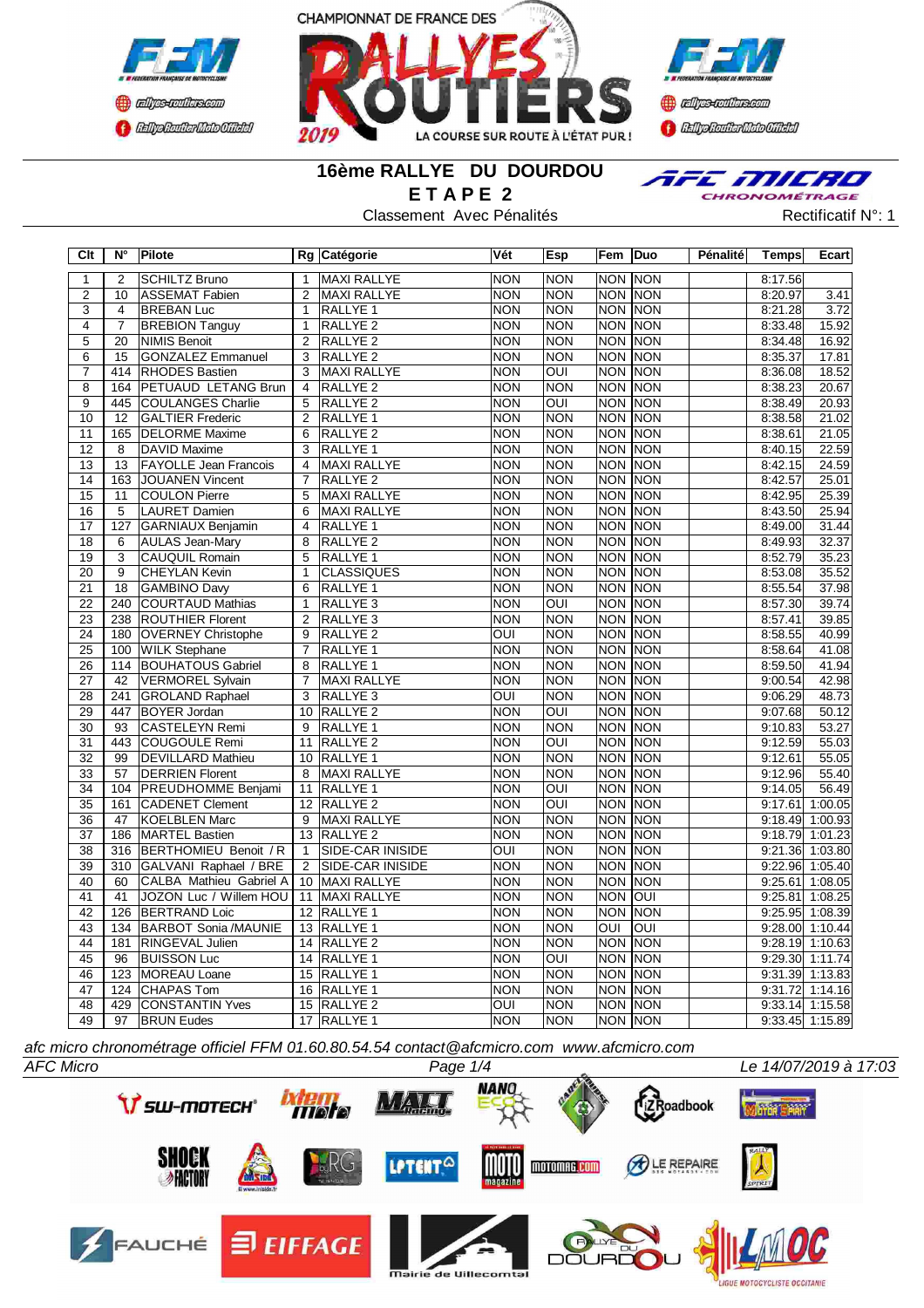# 16ème RALLYE DU DOURDOU

## E T A P E 2

Classement Avec Pénalités

Rectificatif N°: 1

| Clt | N° | Pilote | Rg | Catégorie | Vét | Esp | Fem | Duo | Pénalité | Temps | Ecart |
|---|---|---|---|---|---|---|---|---|---|---|---|
| 1 | 2 | SCHILTZ Bruno | 1 | MAXI RALLYE | NON | NON | NON | NON | | 8:17.56 | |
| 2 | 10 | ASSEMAT Fabien | 2 | MAXI RALLYE | NON | NON | NON | NON | | 8:20.97 | 3.41 |
| 3 | 4 | BREBAN Luc | 1 | RALLYE 1 | NON | NON | NON | NON | | 8:21.28 | 3.72 |
| 4 | 7 | BREBION Tanguy | 1 | RALLYE 2 | NON | NON | NON | NON | | 8:33.48 | 15.92 |
| 5 | 20 | NIMIS Benoit | 2 | RALLYE 2 | NON | NON | NON | NON | | 8:34.48 | 16.92 |
| 6 | 15 | GONZALEZ Emmanuel | 3 | RALLYE 2 | NON | NON | NON | NON | | 8:35.37 | 17.81 |
| 7 | 414 | RHODES Bastien | 3 | MAXI RALLYE | NON | OUI | NON | NON | | 8:36.08 | 18.52 |
| 8 | 164 | PETUAUD LETANG Brun | 4 | RALLYE 2 | NON | NON | NON | NON | | 8:38.23 | 20.67 |
| 9 | 445 | COULANGES Charlie | 5 | RALLYE 2 | NON | OUI | NON | NON | | 8:38.49 | 20.93 |
| 10 | 12 | GALTIER Frederic | 2 | RALLYE 1 | NON | NON | NON | NON | | 8:38.58 | 21.02 |
| 11 | 165 | DELORME Maxime | 6 | RALLYE 2 | NON | NON | NON | NON | | 8:38.61 | 21.05 |
| 12 | 8 | DAVID Maxime | 3 | RALLYE 1 | NON | NON | NON | NON | | 8:40.15 | 22.59 |
| 13 | 13 | FAYOLLE Jean Francois | 4 | MAXI RALLYE | NON | NON | NON | NON | | 8:42.15 | 24.59 |
| 14 | 163 | JOUANEN Vincent | 7 | RALLYE 2 | NON | NON | NON | NON | | 8:42.57 | 25.01 |
| 15 | 11 | COULON Pierre | 5 | MAXI RALLYE | NON | NON | NON | NON | | 8:42.95 | 25.39 |
| 16 | 5 | LAURET Damien | 6 | MAXI RALLYE | NON | NON | NON | NON | | 8:43.50 | 25.94 |
| 17 | 127 | GARNIAUX Benjamin | 4 | RALLYE 1 | NON | NON | NON | NON | | 8:49.00 | 31.44 |
| 18 | 6 | AULAS Jean-Mary | 8 | RALLYE 2 | NON | NON | NON | NON | | 8:49.93 | 32.37 |
| 19 | 3 | CAUQUIL Romain | 5 | RALLYE 1 | NON | NON | NON | NON | | 8:52.79 | 35.23 |
| 20 | 9 | CHEYLAN Kevin | 1 | CLASSIQUES | NON | NON | NON | NON | | 8:53.08 | 35.52 |
| 21 | 18 | GAMBINO Davy | 6 | RALLYE 1 | NON | NON | NON | NON | | 8:55.54 | 37.98 |
| 22 | 240 | COURTAUD Mathias | 1 | RALLYE 3 | NON | OUI | NON | NON | | 8:57.30 | 39.74 |
| 23 | 238 | ROUTHIER Florent | 2 | RALLYE 3 | NON | NON | NON | NON | | 8:57.41 | 39.85 |
| 24 | 180 | OVERNEY Christophe | 9 | RALLYE 2 | OUI | NON | NON | NON | | 8:58.55 | 40.99 |
| 25 | 100 | WILK Stephane | 7 | RALLYE 1 | NON | NON | NON | NON | | 8:58.64 | 41.08 |
| 26 | 114 | BOUHATOUS Gabriel | 8 | RALLYE 1 | NON | NON | NON | NON | | 8:59.50 | 41.94 |
| 27 | 42 | VERMOREL Sylvain | 7 | MAXI RALLYE | NON | NON | NON | NON | | 9:00.54 | 42.98 |
| 28 | 241 | GROLAND Raphael | 3 | RALLYE 3 | OUI | NON | NON | NON | | 9:06.29 | 48.73 |
| 29 | 447 | BOYER Jordan | 10 | RALLYE 2 | NON | OUI | NON | NON | | 9:07.68 | 50.12 |
| 30 | 93 | CASTELEYN Remi | 9 | RALLYE 1 | NON | NON | NON | NON | | 9:10.83 | 53.27 |
| 31 | 443 | COUGOULE Remi | 11 | RALLYE 2 | NON | OUI | NON | NON | | 9:12.59 | 55.03 |
| 32 | 99 | DEVILLARD Mathieu | 10 | RALLYE 1 | NON | NON | NON | NON | | 9:12.61 | 55.05 |
| 33 | 57 | DERRIEN Florent | 8 | MAXI RALLYE | NON | NON | NON | NON | | 9:12.96 | 55.40 |
| 34 | 104 | PREUDHOMME Benjami | 11 | RALLYE 1 | NON | OUI | NON | NON | | 9:14.05 | 56.49 |
| 35 | 161 | CADENET Clement | 12 | RALLYE 2 | NON | OUI | NON | NON | | 9:17.61 | 1:00.05 |
| 36 | 47 | KOELBLEN Marc | 9 | MAXI RALLYE | NON | NON | NON | NON | | 9:18.49 | 1:00.93 |
| 37 | 186 | MARTEL Bastien | 13 | RALLYE 2 | NON | NON | NON | NON | | 9:18.79 | 1:01.23 |
| 38 | 316 | BERTHOMIEU Benoit / R | 1 | SIDE-CAR INISIDE | OUI | NON | NON | NON | | 9:21.36 | 1:03.80 |
| 39 | 310 | GALVANI Raphael / BRE | 2 | SIDE-CAR INISIDE | NON | NON | NON | NON | | 9:22.96 | 1:05.40 |
| 40 | 60 | CALBA Mathieu Gabriel A | 10 | MAXI RALLYE | NON | NON | NON | NON | | 9:25.61 | 1:08.05 |
| 41 | 41 | JOZON Luc / Willem HOU | 11 | MAXI RALLYE | NON | NON | NON | OUI | | 9:25.81 | 1:08.25 |
| 42 | 126 | BERTRAND Loic | 12 | RALLYE 1 | NON | NON | NON | NON | | 9:25.95 | 1:08.39 |
| 43 | 134 | BARBOT Sonia /MAUNIE | 13 | RALLYE 1 | NON | NON | OUI | OUI | | 9:28.00 | 1:10.44 |
| 44 | 181 | RINGEVAL Julien | 14 | RALLYE 2 | NON | NON | NON | NON | | 9:28.19 | 1:10.63 |
| 45 | 96 | BUISSON Luc | 14 | RALLYE 1 | NON | OUI | NON | NON | | 9:29.30 | 1:11.74 |
| 46 | 123 | MOREAU Loane | 15 | RALLYE 1 | NON | NON | NON | NON | | 9:31.39 | 1:13.83 |
| 47 | 124 | CHAPAS Tom | 16 | RALLYE 1 | NON | NON | NON | NON | | 9:31.72 | 1:14.16 |
| 48 | 429 | CONSTANTIN Yves | 15 | RALLYE 2 | OUI | NON | NON | NON | | 9:33.14 | 1:15.58 |
| 49 | 97 | BRUN Eudes | 17 | RALLYE 1 | NON | NON | NON | NON | | 9:33.45 | 1:15.89 |

*afc micro chronométrage officiel FFM 01.60.80.54.54 contact@afcmicro.com www.afcmicro.com*

*AFC Micro* — Le 14/07/2019 à 17:03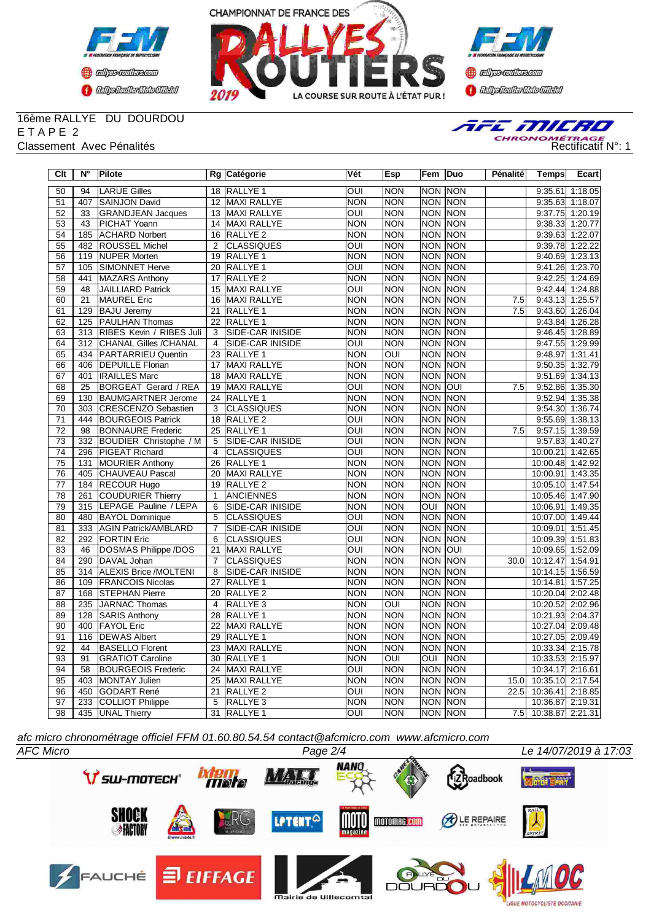16ème RALLYE DU DOURDOU
E T A P E 2
Classement Avec Pénalités

Rectificatif N°: 1

| Clt | N° | Pilote | Rg | Catégorie | Vét | Esp | Fem | Duo | Pénalité | Temps | Ecart |
|---|---|---|---|---|---|---|---|---|---|---|---|
| 50 | 94 | LARUE Gilles | 18 | RALLYE 1 | OUI | NON | NON | NON | | 9:35.61 | 1:18.05 |
| 51 | 407 | SAINJON David | 12 | MAXI RALLYE | NON | NON | NON | NON | | 9:35.63 | 1:18.07 |
| 52 | 33 | GRANDJEAN Jacques | 13 | MAXI RALLYE | OUI | NON | NON | NON | | 9:37.75 | 1:20.19 |
| 53 | 43 | PICHAT Yoann | 14 | MAXI RALLYE | NON | NON | NON | NON | | 9:38.33 | 1:20.77 |
| 54 | 185 | ACHARD Norbert | 16 | RALLYE 2 | NON | NON | NON | NON | | 9:39.63 | 1:22.07 |
| 55 | 482 | ROUSSEL Michel | 2 | CLASSIQUES | OUI | NON | NON | NON | | 9:39.78 | 1:22.22 |
| 56 | 119 | NUPER Morten | 19 | RALLYE 1 | NON | NON | NON | NON | | 9:40.69 | 1:23.13 |
| 57 | 105 | SIMONNET Herve | 20 | RALLYE 1 | OUI | NON | NON | NON | | 9:41.26 | 1:23.70 |
| 58 | 441 | MAZARS Anthony | 17 | RALLYE 2 | NON | NON | NON | NON | | 9:42.25 | 1:24.69 |
| 59 | 48 | JAILLIARD Patrick | 15 | MAXI RALLYE | OUI | NON | NON | NON | | 9:42.44 | 1:24.88 |
| 60 | 21 | MAUREL Eric | 16 | MAXI RALLYE | NON | NON | NON | NON | 7.5 | 9:43.13 | 1:25.57 |
| 61 | 129 | BAJU Jeremy | 21 | RALLYE 1 | NON | NON | NON | NON | 7.5 | 9:43.60 | 1:26.04 |
| 62 | 125 | PAULHAN Thomas | 22 | RALLYE 1 | NON | NON | NON | NON | | 9:43.84 | 1:26.28 |
| 63 | 313 | RIBES Kevin / RIBES Juli | 3 | SIDE-CAR INISIDE | NON | NON | NON | NON | | 9:46.45 | 1:28.89 |
| 64 | 312 | CHANAL Gilles /CHANAL | 4 | SIDE-CAR INISIDE | OUI | NON | NON | NON | | 9:47.55 | 1:29.99 |
| 65 | 434 | PARTARRIEU Quentin | 23 | RALLYE 1 | NON | OUI | NON | NON | | 9:48.97 | 1:31.41 |
| 66 | 406 | DEPUILLE Florian | 17 | MAXI RALLYE | NON | NON | NON | NON | | 9:50.35 | 1:32.79 |
| 67 | 401 | IRAILLES Marc | 18 | MAXI RALLYE | NON | NON | NON | NON | | 9:51.69 | 1:34.13 |
| 68 | 25 | BORGEAT Gerard / REA | 19 | MAXI RALLYE | OUI | NON | NON | OUI | 7.5 | 9:52.86 | 1:35.30 |
| 69 | 130 | BAUMGARTNER Jerome | 24 | RALLYE 1 | NON | NON | NON | NON | | 9:52.94 | 1:35.38 |
| 70 | 303 | CRESCENZO Sebastien | 3 | CLASSIQUES | NON | NON | NON | NON | | 9:54.30 | 1:36.74 |
| 71 | 444 | BOURGEOIS Patrick | 18 | RALLYE 2 | OUI | NON | NON | NON | | 9:55.69 | 1:38.13 |
| 72 | 98 | BONNAURE Frederic | 25 | RALLYE 1 | OUI | NON | NON | NON | 7.5 | 9:57.15 | 1:39.59 |
| 73 | 332 | BOUDIER Christophe / M | 5 | SIDE-CAR INISIDE | OUI | NON | NON | NON | | 9:57.83 | 1:40.27 |
| 74 | 296 | PIGEAT Richard | 4 | CLASSIQUES | OUI | NON | NON | NON | | 10:00.21 | 1:42.65 |
| 75 | 131 | MOURIER Anthony | 26 | RALLYE 1 | NON | NON | NON | NON | | 10:00.48 | 1:42.92 |
| 76 | 405 | CHAUVEAU Pascal | 20 | MAXI RALLYE | NON | NON | NON | NON | | 10:00.91 | 1:43.35 |
| 77 | 184 | RECOUR Hugo | 19 | RALLYE 2 | NON | NON | NON | NON | | 10:05.10 | 1:47.54 |
| 78 | 261 | COUDURIER Thierry | 1 | ANCIENNES | NON | NON | NON | NON | | 10:05.46 | 1:47.90 |
| 79 | 315 | LEPAGE Pauline / LEPA | 6 | SIDE-CAR INISIDE | NON | NON | OUI | NON | | 10:06.91 | 1:49.35 |
| 80 | 480 | BAYOL Dominique | 5 | CLASSIQUES | OUI | NON | NON | NON | | 10:07.00 | 1:49.44 |
| 81 | 333 | AGIN Patrick/AMBLARD | 7 | SIDE-CAR INISIDE | OUI | NON | NON | NON | | 10:09.01 | 1:51.45 |
| 82 | 292 | FORTIN Eric | 6 | CLASSIQUES | OUI | NON | NON | NON | | 10:09.39 | 1:51.83 |
| 83 | 46 | DOSMAS Philippe /DOS | 21 | MAXI RALLYE | OUI | NON | NON | OUI | | 10:09.65 | 1:52.09 |
| 84 | 290 | DAVAL Johan | 7 | CLASSIQUES | NON | NON | NON | NON | 30.0 | 10:12.47 | 1:54.91 |
| 85 | 314 | ALEXIS Brice /MOLTENI | 8 | SIDE-CAR INISIDE | NON | NON | NON | NON | | 10:14.15 | 1:56.59 |
| 86 | 109 | FRANCOIS Nicolas | 27 | RALLYE 1 | NON | NON | NON | NON | | 10:14.81 | 1:57.25 |
| 87 | 168 | STEPHAN Pierre | 20 | RALLYE 2 | NON | NON | NON | NON | | 10:20.04 | 2:02.48 |
| 88 | 235 | JARNAC Thomas | 4 | RALLYE 3 | NON | OUI | NON | NON | | 10:20.52 | 2:02.96 |
| 89 | 128 | SARIS Anthony | 28 | RALLYE 1 | NON | NON | NON | NON | | 10:21.93 | 2:04.37 |
| 90 | 400 | FAYOL Eric | 22 | MAXI RALLYE | NON | NON | NON | NON | | 10:27.04 | 2:09.48 |
| 91 | 116 | DEWAS Albert | 29 | RALLYE 1 | NON | NON | NON | NON | | 10:27.05 | 2:09.49 |
| 92 | 44 | BASELLO Florent | 23 | MAXI RALLYE | NON | NON | NON | NON | | 10:33.34 | 2:15.78 |
| 93 | 91 | GRATIOT Caroline | 30 | RALLYE 1 | NON | OUI | OUI | NON | | 10:33.53 | 2:15.97 |
| 94 | 58 | BOURGEOIS Frederic | 24 | MAXI RALLYE | OUI | NON | NON | NON | | 10:34.17 | 2:16.61 |
| 95 | 403 | MONTAY Julien | 25 | MAXI RALLYE | NON | NON | NON | NON | 15.0 | 10:35.10 | 2:17.54 |
| 96 | 450 | GODART René | 21 | RALLYE 2 | OUI | NON | NON | NON | 22.5 | 10:36.41 | 2:18.85 |
| 97 | 233 | COLLIOT Philippe | 5 | RALLYE 3 | NON | NON | NON | NON | | 10:36.87 | 2:19.31 |
| 98 | 435 | UNAL Thierry | 31 | RALLYE 1 | OUI | NON | NON | NON | 7.5 | 10:38.87 | 2:21.31 |

*afc micro chronométrage officiel FFM 01.60.80.54.54 contact@afcmicro.com www.afcmicro.com*

*AFC Micro* — *Le 14/07/2019 à 17:03*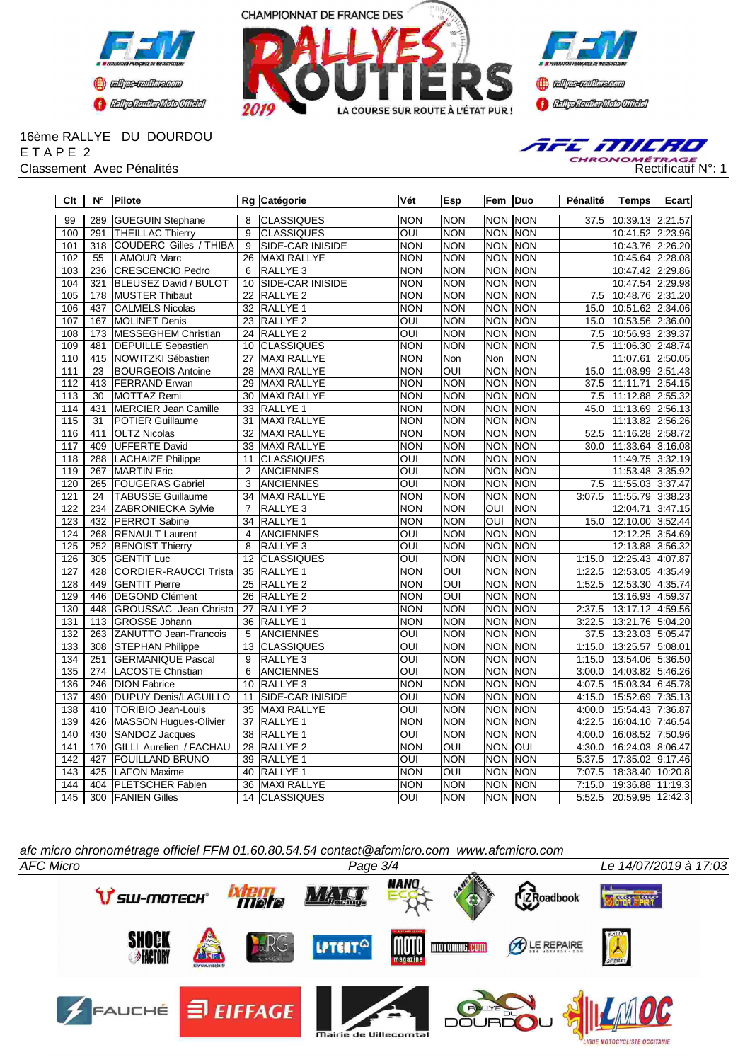16ème RALLYE DU DOURDOU
E T A P E 2
Classement Avec Pénalités

Rectificatif N°: 1

| Clt | N° | Pilote | Rg | Catégorie | Vét | Esp | Fem | Duo | Pénalité | Temps | Ecart |
|---|---|---|---|---|---|---|---|---|---|---|---|
| 99 | 289 | GUEGUIN Stephane | 8 | CLASSIQUES | NON | NON | NON | NON | 37.5 | 10:39.13 | 2:21.57 |
| 100 | 291 | THEILLAC Thierry | 9 | CLASSIQUES | OUI | NON | NON | NON | | 10:41.52 | 2:23.96 |
| 101 | 318 | COUDERC Gilles / THIBA | 9 | SIDE-CAR INISIDE | NON | NON | NON | NON | | 10:43.76 | 2:26.20 |
| 102 | 55 | LAMOUR Marc | 26 | MAXI RALLYE | NON | NON | NON | NON | | 10:45.64 | 2:28.08 |
| 103 | 236 | CRESCENCIO Pedro | 6 | RALLYE 3 | NON | NON | NON | NON | | 10:47.42 | 2:29.86 |
| 104 | 321 | BLEUSEZ David / BULOT | 10 | SIDE-CAR INISIDE | NON | NON | NON | NON | | 10:47.54 | 2:29.98 |
| 105 | 178 | MUSTER Thibaut | 22 | RALLYE 2 | NON | NON | NON | NON | 7.5 | 10:48.76 | 2:31.20 |
| 106 | 437 | CALMELS Nicolas | 32 | RALLYE 1 | NON | NON | NON | NON | 15.0 | 10:51.62 | 2:34.06 |
| 107 | 167 | MOLINET Denis | 23 | RALLYE 2 | OUI | NON | NON | NON | 15.0 | 10:53.56 | 2:36.00 |
| 108 | 173 | MESSEGHEM Christian | 24 | RALLYE 2 | OUI | NON | NON | NON | 7.5 | 10:56.93 | 2:39.37 |
| 109 | 481 | DEPUILLE Sebastien | 10 | CLASSIQUES | NON | NON | NON | NON | 7.5 | 11:06.30 | 2:48.74 |
| 110 | 415 | NOWITZKI Sébastien | 27 | MAXI RALLYE | NON | Non | Non | NON | | 11:07.61 | 2:50.05 |
| 111 | 23 | BOURGEOIS Antoine | 28 | MAXI RALLYE | NON | OUI | NON | NON | 15.0 | 11:08.99 | 2:51.43 |
| 112 | 413 | FERRAND Erwan | 29 | MAXI RALLYE | NON | NON | NON | NON | 37.5 | 11:11.71 | 2:54.15 |
| 113 | 30 | MOTTAZ Remi | 30 | MAXI RALLYE | NON | NON | NON | NON | 7.5 | 11:12.88 | 2:55.32 |
| 114 | 431 | MERCIER Jean Camille | 33 | RALLYE 1 | NON | NON | NON | NON | 45.0 | 11:13.69 | 2:56.13 |
| 115 | 31 | POTIER Guillaume | 31 | MAXI RALLYE | NON | NON | NON | NON | | 11:13.82 | 2:56.26 |
| 116 | 411 | OLTZ Nicolas | 32 | MAXI RALLYE | NON | NON | NON | NON | 52.5 | 11:16.28 | 2:58.72 |
| 117 | 409 | UFFERTE David | 33 | MAXI RALLYE | NON | NON | NON | NON | 30.0 | 11:33.64 | 3:16.08 |
| 118 | 288 | LACHAIZE Philippe | 11 | CLASSIQUES | OUI | NON | NON | NON | | 11:49.75 | 3:32.19 |
| 119 | 267 | MARTIN Eric | 2 | ANCIENNES | OUI | NON | NON | NON | | 11:53.48 | 3:35.92 |
| 120 | 265 | FOUGERAS Gabriel | 3 | ANCIENNES | OUI | NON | NON | NON | 7.5 | 11:55.03 | 3:37.47 |
| 121 | 24 | TABUSSE Guillaume | 34 | MAXI RALLYE | NON | NON | NON | NON | 3:07.5 | 11:55.79 | 3:38.23 |
| 122 | 234 | ZABRONIECKA Sylvie | 7 | RALLYE 3 | NON | NON | OUI | NON | | 12:04.71 | 3:47.15 |
| 123 | 432 | PERROT Sabine | 34 | RALLYE 1 | NON | NON | OUI | NON | 15.0 | 12:10.00 | 3:52.44 |
| 124 | 268 | RENAULT Laurent | 4 | ANCIENNES | OUI | NON | NON | NON | | 12:12.25 | 3:54.69 |
| 125 | 252 | BENOIST Thierry | 8 | RALLYE 3 | OUI | NON | NON | NON | | 12:13.88 | 3:56.32 |
| 126 | 305 | GENTIT Luc | 12 | CLASSIQUES | OUI | NON | NON | NON | 1:15.0 | 12:25.43 | 4:07.87 |
| 127 | 428 | CORDIER-RAUCCI Trista | 35 | RALLYE 1 | NON | OUI | NON | NON | 1:22.5 | 12:53.05 | 4:35.49 |
| 128 | 449 | GENTIT Pierre | 25 | RALLYE 2 | NON | OUI | NON | NON | 1:52.5 | 12:53.30 | 4:35.74 |
| 129 | 446 | DEGOND Clément | 26 | RALLYE 2 | NON | OUI | NON | NON | | 13:16.93 | 4:59.37 |
| 130 | 448 | GROUSSAC Jean Christo | 27 | RALLYE 2 | NON | NON | NON | NON | 2:37.5 | 13:17.12 | 4:59.56 |
| 131 | 113 | GROSSE Johann | 36 | RALLYE 1 | NON | NON | NON | NON | 3:22.5 | 13:21.76 | 5:04.20 |
| 132 | 263 | ZANUTTO Jean-Francois | 5 | ANCIENNES | OUI | NON | NON | NON | 37.5 | 13:23.03 | 5:05.47 |
| 133 | 308 | STEPHAN Philippe | 13 | CLASSIQUES | OUI | NON | NON | NON | 1:15.0 | 13:25.57 | 5:08.01 |
| 134 | 251 | GERMANIQUE Pascal | 9 | RALLYE 3 | OUI | NON | NON | NON | 1:15.0 | 13:54.06 | 5:36.50 |
| 135 | 274 | LACOSTE Christian | 6 | ANCIENNES | OUI | NON | NON | NON | 3:00.0 | 14:03.82 | 5:46.26 |
| 136 | 246 | DION Fabrice | 10 | RALLYE 3 | NON | NON | NON | NON | 4:07.5 | 15:03.34 | 6:45.78 |
| 137 | 490 | DUPUY Denis/LAGUILLO | 11 | SIDE-CAR INISIDE | OUI | NON | NON | NON | 4:15.0 | 15:52.69 | 7:35.13 |
| 138 | 410 | TORIBIO Jean-Louis | 35 | MAXI RALLYE | OUI | NON | NON | NON | 4:00.0 | 15:54.43 | 7:36.87 |
| 139 | 426 | MASSON Hugues-Olivier | 37 | RALLYE 1 | NON | NON | NON | NON | 4:22.5 | 16:04.10 | 7:46.54 |
| 140 | 430 | SANDOZ Jacques | 38 | RALLYE 1 | OUI | NON | NON | NON | 4:00.0 | 16:08.52 | 7:50.96 |
| 141 | 170 | GILLI Aurelien / FACHAU | 28 | RALLYE 2 | NON | OUI | NON | OUI | 4:30.0 | 16:24.03 | 8:06.47 |
| 142 | 427 | FOUILLAND BRUNO | 39 | RALLYE 1 | OUI | NON | NON | NON | 5:37.5 | 17:35.02 | 9:17.46 |
| 143 | 425 | LAFON Maxime | 40 | RALLYE 1 | NON | OUI | NON | NON | 7:07.5 | 18:38.40 | 10:20.8 |
| 144 | 404 | PLETSCHER Fabien | 36 | MAXI RALLYE | NON | NON | NON | NON | 7:15.0 | 19:36.88 | 11:19.3 |
| 145 | 300 | FANIEN Gilles | 14 | CLASSIQUES | OUI | NON | NON | NON | 5:52.5 | 20:59.95 | 12:42.3 |

*afc micro chronométrage officiel FFM 01.60.80.54.54 contact@afcmicro.com www.afcmicro.com*

*AFC Micro* — *Le 14/07/2019 à 17:03*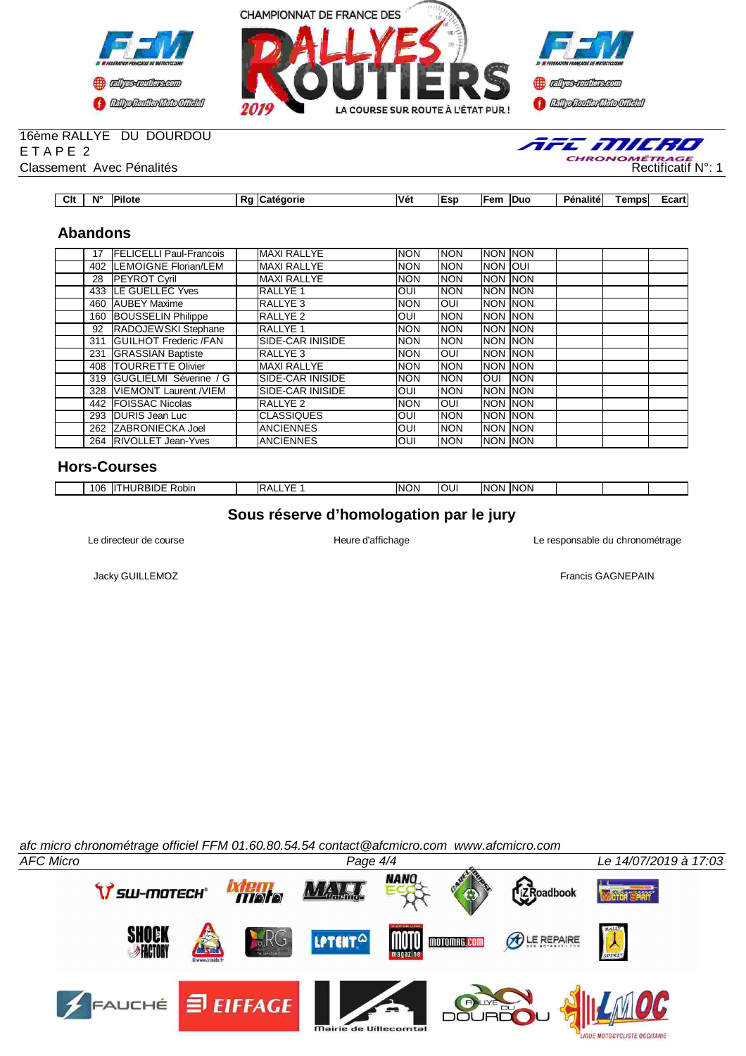16ème RALLYE DU DOURDOU
E T A P E 2
Classement Avec Pénalités

Rectificatif N°: 1

| Clt | N° | Pilote | Rg | Catégorie | Vét | Esp | Fem | Duo | Pénalité | Temps | Ecart |
|---|---|---|---|---|---|---|---|---|---|---|---|

## Abandons

| Clt | N° | Pilote | Rg | Catégorie | Vét | Esp | Fem | Duo | Pénalité | Temps | Ecart |
|---|---|---|---|---|---|---|---|---|---|---|---|
| | 17 | FELICELLI Paul-Francois | | MAXI RALLYE | NON | NON | NON | NON | | | |
| | 402 | LEMOIGNE Florian/LEM | | MAXI RALLYE | NON | NON | NON | OUI | | | |
| | 28 | PEYROT Cyril | | MAXI RALLYE | NON | NON | NON | NON | | | |
| | 433 | LE GUELLEC Yves | | RALLYE 1 | OUI | NON | NON | NON | | | |
| | 460 | AUBEY Maxime | | RALLYE 3 | NON | OUI | NON | NON | | | |
| | 160 | BOUSSELIN Philippe | | RALLYE 2 | OUI | NON | NON | NON | | | |
| | 92 | RADOJEWSKI Stephane | | RALLYE 1 | NON | NON | NON | NON | | | |
| | 311 | GUILHOT Frederic /FAN | | SIDE-CAR INISIDE | NON | NON | NON | NON | | | |
| | 231 | GRASSIAN Baptiste | | RALLYE 3 | NON | OUI | NON | NON | | | |
| | 408 | TOURRETTE Olivier | | MAXI RALLYE | NON | NON | NON | NON | | | |
| | 319 | GUGLIELMI Séverine / G | | SIDE-CAR INISIDE | NON | NON | OUI | NON | | | |
| | 328 | VIEMONT Laurent /VIEM | | SIDE-CAR INISIDE | OUI | NON | NON | NON | | | |
| | 442 | FOISSAC Nicolas | | RALLYE 2 | NON | OUI | NON | NON | | | |
| | 293 | DURIS Jean Luc | | CLASSIQUES | OUI | NON | NON | NON | | | |
| | 262 | ZABRONIECKA Joel | | ANCIENNES | OUI | NON | NON | NON | | | |
| | 264 | RIVOLLET Jean-Yves | | ANCIENNES | OUI | NON | NON | NON | | | |

## Hors-Courses

| Clt | N° | Pilote | Rg | Catégorie | Vét | Esp | Fem | Duo | Pénalité | Temps | Ecart |
|---|---|---|---|---|---|---|---|---|---|---|---|
| | 106 | ITHURBIDE Robin | | RALLYE 1 | NON | OUI | NON | NON | | | |

## Sous réserve d'homologation par le jury

Le directeur de course | Heure d'affichage | Le responsable du chronométrage

Jacky GUILLEMOZ | | Francis GAGNEPAIN

*afc micro chronométrage officiel FFM 01.60.80.54.54 contact@afcmicro.com www.afcmicro.com*

*AFC Micro* | *Le 14/07/2019 à 17:03*